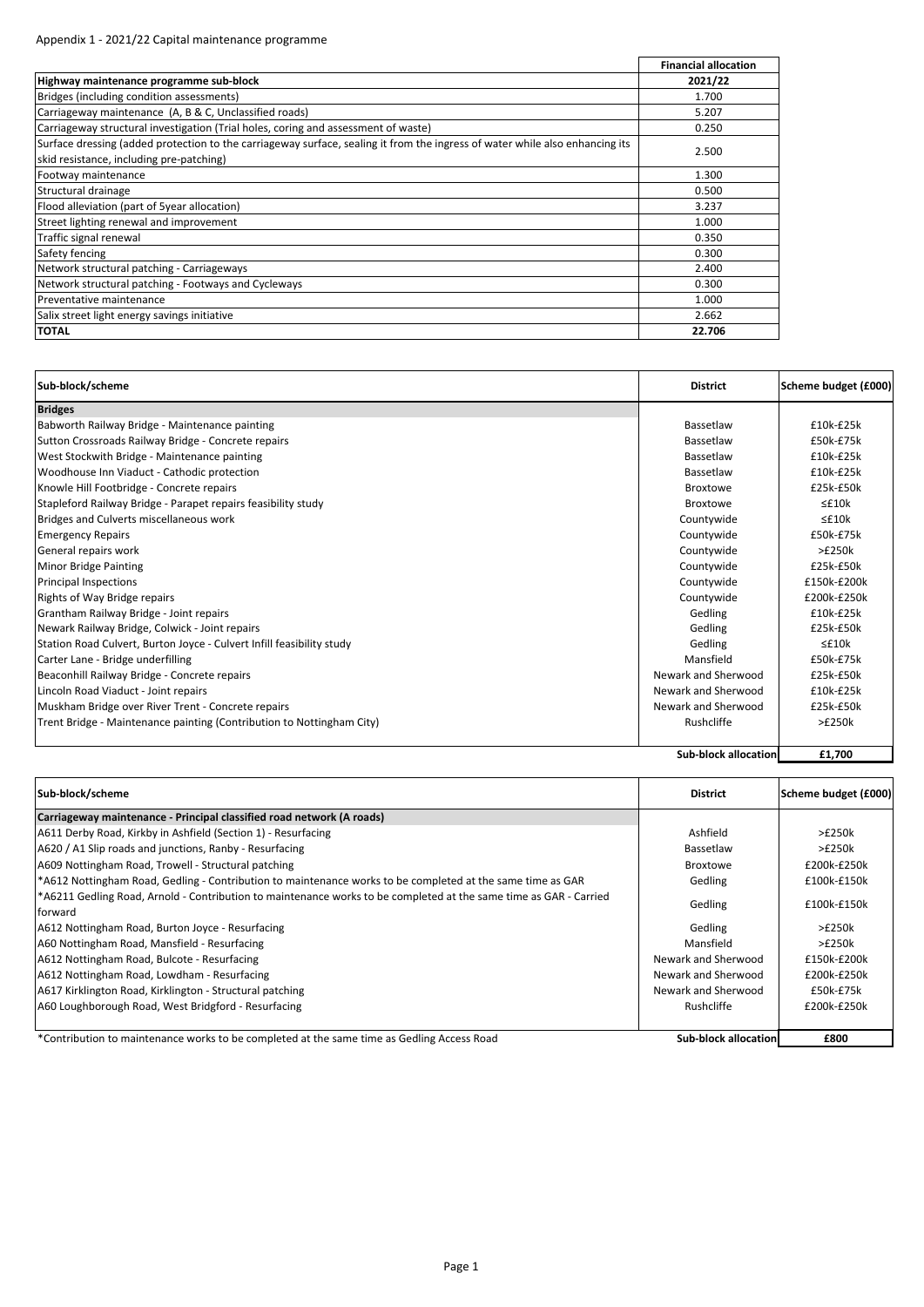Appendix 1 - 2021/22 Capital maintenance programme

| | Financial allocation |
|---|---|
| **Highway maintenance programme sub-block** | **2021/22** |
| Bridges (including condition assessments) | 1.700 |
| Carriageway maintenance (A, B & C, Unclassified roads) | 5.207 |
| Carriageway structural investigation (Trial holes, coring and assessment of waste) | 0.250 |
| Surface dressing (added protection to the carriageway surface, sealing it from the ingress of water while also enhancing its skid resistance, including pre-patching) | 2.500 |
| Footway maintenance | 1.300 |
| Structural drainage | 0.500 |
| Flood alleviation (part of 5year allocation) | 3.237 |
| Street lighting renewal and improvement | 1.000 |
| Traffic signal renewal | 0.350 |
| Safety fencing | 0.300 |
| Network structural patching - Carriageways | 2.400 |
| Network structural patching - Footways and Cycleways | 0.300 |
| Preventative maintenance | 1.000 |
| Salix street light energy savings initiative | 2.662 |
| **TOTAL** | **22.706** |

| Sub-block/scheme | District | Scheme budget (£000) |
|---|---|---|
| **Bridges** | | |
| Babworth Railway Bridge - Maintenance painting | Bassetlaw | £10k-£25k |
| Sutton Crossroads Railway Bridge - Concrete repairs | Bassetlaw | £50k-£75k |
| West Stockwith Bridge - Maintenance painting | Bassetlaw | £10k-£25k |
| Woodhouse Inn Viaduct - Cathodic protection | Bassetlaw | £10k-£25k |
| Knowle Hill Footbridge - Concrete repairs | Broxtowe | £25k-£50k |
| Stapleford Railway Bridge - Parapet repairs feasibility study | Broxtowe | ≤£10k |
| Bridges and Culverts miscellaneous work | Countywide | ≤£10k |
| Emergency Repairs | Countywide | £50k-£75k |
| General repairs work | Countywide | >£250k |
| Minor Bridge Painting | Countywide | £25k-£50k |
| Principal Inspections | Countywide | £150k-£200k |
| Rights of Way Bridge repairs | Countywide | £200k-£250k |
| Grantham Railway Bridge - Joint repairs | Gedling | £10k-£25k |
| Newark Railway Bridge, Colwick - Joint repairs | Gedling | £25k-£50k |
| Station Road Culvert, Burton Joyce - Culvert Infill feasibility study | Gedling | ≤£10k |
| Carter Lane - Bridge underfilling | Mansfield | £50k-£75k |
| Beaconhill Railway Bridge - Concrete repairs | Newark and Sherwood | £25k-£50k |
| Lincoln Road Viaduct - Joint repairs | Newark and Sherwood | £10k-£25k |
| Muskham Bridge over River Trent - Concrete repairs | Newark and Sherwood | £25k-£50k |
| Trent Bridge - Maintenance painting (Contribution to Nottingham City) | Rushcliffe | >£250k |
| | **Sub-block allocation** | **£1,700** |

| Sub-block/scheme | District | Scheme budget (£000) |
|---|---|---|
| **Carriageway maintenance - Principal classified road network (A roads)** | | |
| A611 Derby Road, Kirkby in Ashfield (Section 1) - Resurfacing | Ashfield | >£250k |
| A620 / A1 Slip roads and junctions, Ranby - Resurfacing | Bassetlaw | >£250k |
| A609 Nottingham Road, Trowell - Structural patching | Broxtowe | £200k-£250k |
| *A612 Nottingham Road, Gedling - Contribution to maintenance works to be completed at the same time as GAR | Gedling | £100k-£150k |
| *A6211 Gedling Road, Arnold - Contribution to maintenance works to be completed at the same time as GAR - Carried forward | Gedling | £100k-£150k |
| A612 Nottingham Road, Burton Joyce - Resurfacing | Gedling | >£250k |
| A60 Nottingham Road, Mansfield - Resurfacing | Mansfield | >£250k |
| A612 Nottingham Road, Bulcote - Resurfacing | Newark and Sherwood | £150k-£200k |
| A612 Nottingham Road, Lowdham - Resurfacing | Newark and Sherwood | £200k-£250k |
| A617 Kirklington Road, Kirklington - Structural patching | Newark and Sherwood | £50k-£75k |
| A60 Loughborough Road, West Bridgford - Resurfacing | Rushcliffe | £200k-£250k |
| *Contribution to maintenance works to be completed at the same time as Gedling Access Road | **Sub-block allocation** | **£800** |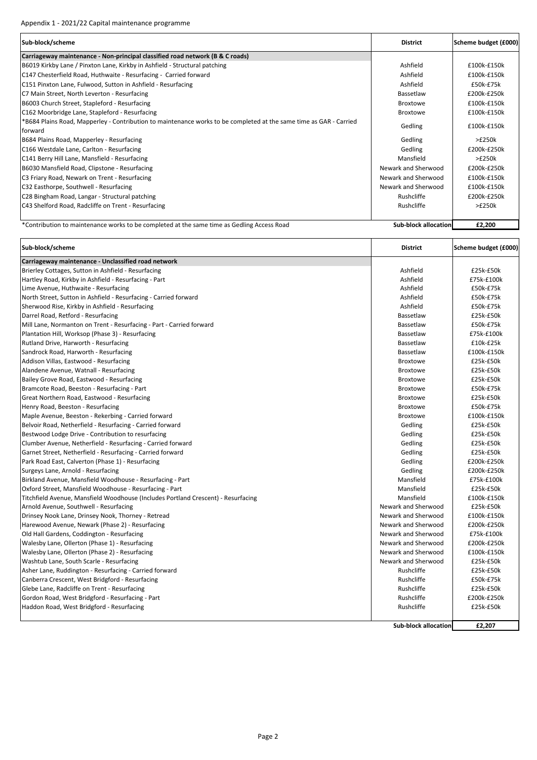Appendix 1 - 2021/22 Capital maintenance programme

| Sub-block/scheme | District | Scheme budget (£000) |
|---|---|---|
| **Carriageway maintenance - Non-principal classified road network (B & C roads)** | | |
| B6019 Kirkby Lane / Pinxton Lane, Kirkby in Ashfield - Structural patching | Ashfield | £100k-£150k |
| C147 Chesterfield Road, Huthwaite - Resurfacing - Carried forward | Ashfield | £100k-£150k |
| C151 Pinxton Lane, Fulwood, Sutton in Ashfield - Resurfacing | Ashfield | £50k-£75k |
| C7 Main Street, North Leverton - Resurfacing | Bassetlaw | £200k-£250k |
| B6003 Church Street, Stapleford - Resurfacing | Broxtowe | £100k-£150k |
| C162 Moorbridge Lane, Stapleford - Resurfacing | Broxtowe | £100k-£150k |
| *B684 Plains Road, Mapperley - Contribution to maintenance works to be completed at the same time as GAR - Carried forward | Gedling | £100k-£150k |
| B684 Plains Road, Mapperley - Resurfacing | Gedling | >£250k |
| C166 Westdale Lane, Carlton - Resurfacing | Gedling | £200k-£250k |
| C141 Berry Hill Lane, Mansfield - Resurfacing | Mansfield | >£250k |
| B6030 Mansfield Road, Clipstone - Resurfacing | Newark and Sherwood | £200k-£250k |
| C3 Friary Road, Newark on Trent - Resurfacing | Newark and Sherwood | £100k-£150k |
| C32 Easthorpe, Southwell - Resurfacing | Newark and Sherwood | £100k-£150k |
| C28 Bingham Road, Langar - Structural patching | Rushcliffe | £200k-£250k |
| C43 Shelford Road, Radcliffe on Trent - Resurfacing | Rushcliffe | >£250k |
| *Contribution to maintenance works to be completed at the same time as Gedling Access Road | **Sub-block allocation** | **£2,200** |

| Sub-block/scheme | District | Scheme budget (£000) |
|---|---|---|
| **Carriageway maintenance - Unclassified road network** | | |
| Brierley Cottages, Sutton in Ashfield - Resurfacing | Ashfield | £25k-£50k |
| Hartley Road, Kirkby in Ashfield - Resurfacing - Part | Ashfield | £75k-£100k |
| Lime Avenue, Huthwaite - Resurfacing | Ashfield | £50k-£75k |
| North Street, Sutton in Ashfield - Resurfacing - Carried forward | Ashfield | £50k-£75k |
| Sherwood Rise, Kirkby in Ashfield - Resurfacing | Ashfield | £50k-£75k |
| Darrel Road, Retford - Resurfacing | Bassetlaw | £25k-£50k |
| Mill Lane, Normanton on Trent - Resurfacing - Part - Carried forward | Bassetlaw | £50k-£75k |
| Plantation Hill, Worksop (Phase 3) - Resurfacing | Bassetlaw | £75k-£100k |
| Rutland Drive, Harworth - Resurfacing | Bassetlaw | £10k-£25k |
| Sandrock Road, Harworth - Resurfacing | Bassetlaw | £100k-£150k |
| Addison Villas, Eastwood - Resurfacing | Broxtowe | £25k-£50k |
| Alandene Avenue, Watnall - Resurfacing | Broxtowe | £25k-£50k |
| Bailey Grove Road, Eastwood - Resurfacing | Broxtowe | £25k-£50k |
| Bramcote Road, Beeston - Resurfacing - Part | Broxtowe | £50k-£75k |
| Great Northern Road, Eastwood - Resurfacing | Broxtowe | £25k-£50k |
| Henry Road, Beeston - Resurfacing | Broxtowe | £50k-£75k |
| Maple Avenue, Beeston - Rekerbing - Carried forward | Broxtowe | £100k-£150k |
| Belvoir Road, Netherfield - Resurfacing - Carried forward | Gedling | £25k-£50k |
| Bestwood Lodge Drive - Contribution to resurfacing | Gedling | £25k-£50k |
| Clumber Avenue, Netherfield - Resurfacing - Carried forward | Gedling | £25k-£50k |
| Garnet Street, Netherfield - Resurfacing - Carried forward | Gedling | £25k-£50k |
| Park Road East, Calverton (Phase 1) - Resurfacing | Gedling | £200k-£250k |
| Surgeys Lane, Arnold - Resurfacing | Gedling | £200k-£250k |
| Birkland Avenue, Mansfield Woodhouse - Resurfacing - Part | Mansfield | £75k-£100k |
| Oxford Street, Mansfield Woodhouse - Resurfacing - Part | Mansfield | £25k-£50k |
| Titchfield Avenue, Mansfield Woodhouse (Includes Portland Crescent) - Resurfacing | Mansfield | £100k-£150k |
| Arnold Avenue, Southwell - Resurfacing | Newark and Sherwood | £25k-£50k |
| Drinsey Nook Lane, Drinsey Nook, Thorney - Retread | Newark and Sherwood | £100k-£150k |
| Harewood Avenue, Newark (Phase 2) - Resurfacing | Newark and Sherwood | £200k-£250k |
| Old Hall Gardens, Coddington - Resurfacing | Newark and Sherwood | £75k-£100k |
| Walesby Lane, Ollerton (Phase 1) - Resurfacing | Newark and Sherwood | £200k-£250k |
| Walesby Lane, Ollerton (Phase 2) - Resurfacing | Newark and Sherwood | £100k-£150k |
| Washtub Lane, South Scarle - Resurfacing | Newark and Sherwood | £25k-£50k |
| Asher Lane, Ruddington - Resurfacing - Carried forward | Rushcliffe | £25k-£50k |
| Canberra Crescent, West Bridgford - Resurfacing | Rushcliffe | £50k-£75k |
| Glebe Lane, Radcliffe on Trent - Resurfacing | Rushcliffe | £25k-£50k |
| Gordon Road, West Bridgford - Resurfacing - Part | Rushcliffe | £200k-£250k |
| Haddon Road, West Bridgford - Resurfacing | Rushcliffe | £25k-£50k |
| | **Sub-block allocation** | **£2,207** |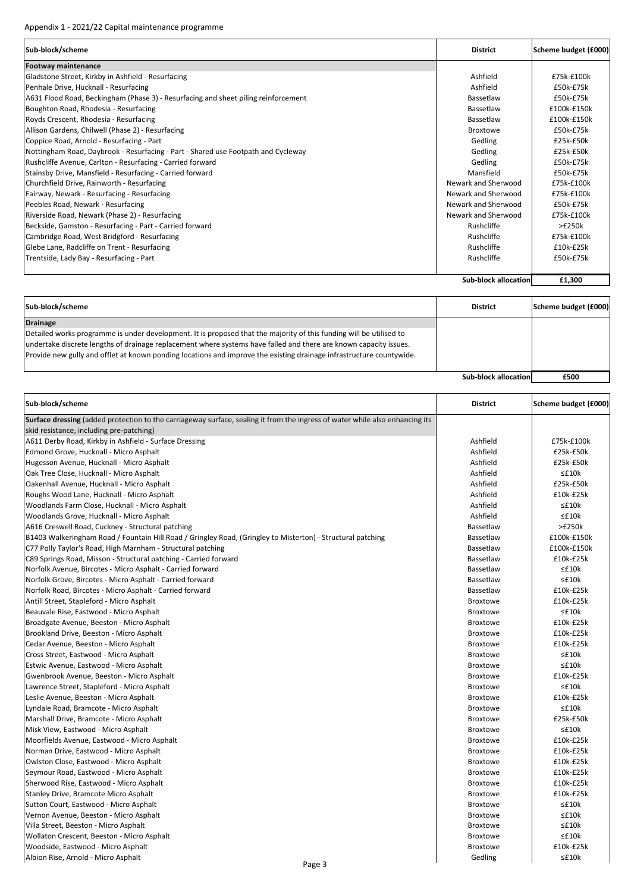Appendix 1 - 2021/22 Capital maintenance programme

| Sub-block/scheme | District | Scheme budget (£000) |
|---|---|---|
| **Footway maintenance** | | |
| Gladstone Street, Kirkby in Ashfield - Resurfacing | Ashfield | £75k-£100k |
| Penhale Drive, Hucknall - Resurfacing | Ashfield | £50k-£75k |
| A631 Flood Road, Beckingham (Phase 3) - Resurfacing and sheet piling reinforcement | Bassetlaw | £50k-£75k |
| Boughton Road, Rhodesia - Resurfacing | Bassetlaw | £100k-£150k |
| Royds Crescent, Rhodesia - Resurfacing | Bassetlaw | £100k-£150k |
| Allison Gardens, Chilwell (Phase 2) - Resurfacing | Broxtowe | £50k-£75k |
| Coppice Road, Arnold - Resurfacing - Part | Gedling | £25k-£50k |
| Nottingham Road, Daybrook - Resurfacing - Part - Shared use Footpath and Cycleway | Gedling | £25k-£50k |
| Rushcliffe Avenue, Carlton - Resurfacing - Carried forward | Gedling | £50k-£75k |
| Stainsby Drive, Mansfield - Resurfacing - Carried forward | Mansfield | £50k-£75k |
| Churchfield Drive, Rainworth - Resurfacing | Newark and Sherwood | £75k-£100k |
| Fairway, Newark - Resurfacing - Resurfacing | Newark and Sherwood | £75k-£100k |
| Peebles Road, Newark - Resurfacing | Newark and Sherwood | £50k-£75k |
| Riverside Road, Newark (Phase 2) - Resurfacing | Newark and Sherwood | £75k-£100k |
| Beckside, Gamston - Resurfacing - Part - Carried forward | Rushcliffe | >£250k |
| Cambridge Road, West Bridgford - Resurfacing | Rushcliffe | £75k-£100k |
| Glebe Lane, Radcliffe on Trent - Resurfacing | Rushcliffe | £10k-£25k |
| Trentside, Lady Bay - Resurfacing - Part | Rushcliffe | £50k-£75k |
| | **Sub-block allocation** | **£1,300** |

| Sub-block/scheme | District | Scheme budget (£000) |
|---|---|---|
| **Drainage** | | |
| Detailed works programme is under development. It is proposed that the majority of this funding will be utilised to undertake discrete lengths of drainage replacement where systems have failed and there are known capacity issues. Provide new gully and offlet at known ponding locations and improve the existing drainage infrastructure countywide. | | |
| | **Sub-block allocation** | **£500** |

| Sub-block/scheme | District | Scheme budget (£000) |
|---|---|---|
| **Surface dressing** (added protection to the carriageway surface, sealing it from the ingress of water while also enhancing its skid resistance, including pre-patching) | | |
| A611 Derby Road, Kirkby in Ashfield - Surface Dressing | Ashfield | £75k-£100k |
| Edmond Grove, Hucknall - Micro Asphalt | Ashfield | £25k-£50k |
| Hugesson Avenue, Hucknall - Micro Asphalt | Ashfield | £25k-£50k |
| Oak Tree Close, Hucknall - Micro Asphalt | Ashfield | ≤£10k |
| Oakenhall Avenue, Hucknall - Micro Asphalt | Ashfield | £25k-£50k |
| Roughs Wood Lane, Hucknall - Micro Asphalt | Ashfield | £10k-£25k |
| Woodlands Farm Close, Hucknall - Micro Asphalt | Ashfield | ≤£10k |
| Woodlands Grove, Hucknall - Micro Asphalt | Ashfield | ≤£10k |
| A616 Creswell Road, Cuckney - Structural patching | Bassetlaw | >£250k |
| B1403 Walkeringham Road / Fountain Hill Road / Gringley Road, (Gringley to Misterton) - Structural patching | Bassetlaw | £100k-£150k |
| C77 Polly Taylor's Road, High Marnham - Structural patching | Bassetlaw | £100k-£150k |
| C89 Springs Road, Misson - Structural patching - Carried forward | Bassetlaw | £10k-£25k |
| Norfolk Avenue, Bircotes - Micro Asphalt - Carried forward | Bassetlaw | ≤£10k |
| Norfolk Grove, Bircotes - Micro Asphalt - Carried forward | Bassetlaw | ≤£10k |
| Norfolk Road, Bircotes - Micro Asphalt - Carried forward | Bassetlaw | £10k-£25k |
| Antill Street, Stapleford - Micro Asphalt | Broxtowe | £10k-£25k |
| Beauvale Rise, Eastwood - Micro Asphalt | Broxtowe | ≤£10k |
| Broadgate Avenue, Beeston - Micro Asphalt | Broxtowe | £10k-£25k |
| Brookland Drive, Beeston - Micro Asphalt | Broxtowe | £10k-£25k |
| Cedar Avenue, Beeston - Micro Asphalt | Broxtowe | £10k-£25k |
| Cross Street, Eastwood - Micro Asphalt | Broxtowe | ≤£10k |
| Estwic Avenue, Eastwood - Micro Asphalt | Broxtowe | ≤£10k |
| Gwenbrook Avenue, Beeston - Micro Asphalt | Broxtowe | £10k-£25k |
| Lawrence Street, Stapleford - Micro Asphalt | Broxtowe | ≤£10k |
| Leslie Avenue, Beeston - Micro Asphalt | Broxtowe | £10k-£25k |
| Lyndale Road, Bramcote - Micro Asphalt | Broxtowe | ≤£10k |
| Marshall Drive, Bramcote - Micro Asphalt | Broxtowe | £25k-£50k |
| Misk View, Eastwood - Micro Asphalt | Broxtowe | ≤£10k |
| Moorfields Avenue, Eastwood - Micro Asphalt | Broxtowe | £10k-£25k |
| Norman Drive, Eastwood - Micro Asphalt | Broxtowe | £10k-£25k |
| Owlston Close, Eastwood - Micro Asphalt | Broxtowe | £10k-£25k |
| Seymour Road, Eastwood - Micro Asphalt | Broxtowe | £10k-£25k |
| Sherwood Rise, Eastwood - Micro Asphalt | Broxtowe | £10k-£25k |
| Stanley Drive, Bramcote Micro Asphalt | Broxtowe | £10k-£25k |
| Sutton Court, Eastwood - Micro Asphalt | Broxtowe | ≤£10k |
| Vernon Avenue, Beeston - Micro Asphalt | Broxtowe | ≤£10k |
| Villa Street, Beeston - Micro Asphalt | Broxtowe | ≤£10k |
| Wollaton Crescent, Beeston - Micro Asphalt | Broxtowe | ≤£10k |
| Woodside, Eastwood - Micro Asphalt | Broxtowe | £10k-£25k |
| Albion Rise, Arnold - Micro Asphalt | Gedling | ≤£10k |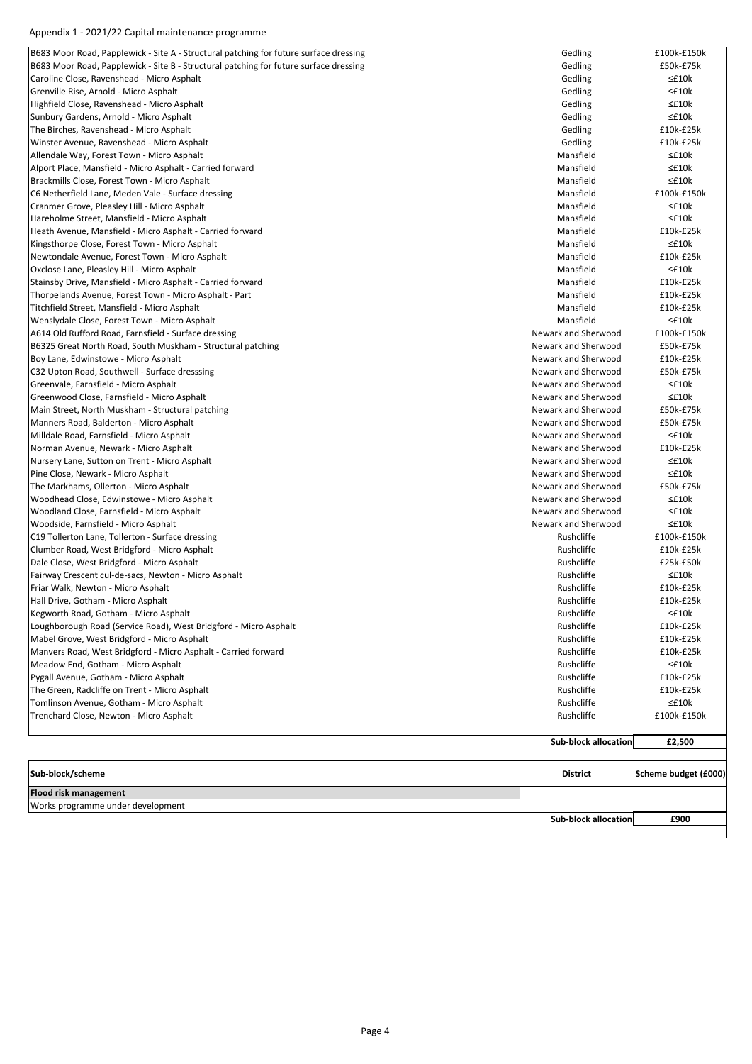Appendix 1 - 2021/22 Capital maintenance programme

| | | |
|---|---|---|
| B683 Moor Road, Papplewick - Site A - Structural patching for future surface dressing | Gedling | £100k-£150k |
| B683 Moor Road, Papplewick - Site B - Structural patching for future surface dressing | Gedling | £50k-£75k |
| Caroline Close, Ravenshead - Micro Asphalt | Gedling | ≤£10k |
| Grenville Rise, Arnold - Micro Asphalt | Gedling | ≤£10k |
| Highfield Close, Ravenshead - Micro Asphalt | Gedling | ≤£10k |
| Sunbury Gardens, Arnold - Micro Asphalt | Gedling | ≤£10k |
| The Birches, Ravenshead - Micro Asphalt | Gedling | £10k-£25k |
| Winster Avenue, Ravenshead - Micro Asphalt | Gedling | £10k-£25k |
| Allendale Way, Forest Town - Micro Asphalt | Mansfield | ≤£10k |
| Alport Place, Mansfield - Micro Asphalt - Carried forward | Mansfield | ≤£10k |
| Brackmills Close, Forest Town - Micro Asphalt | Mansfield | ≤£10k |
| C6 Netherfield Lane, Meden Vale - Surface dressing | Mansfield | £100k-£150k |
| Cranmer Grove, Pleasley Hill - Micro Asphalt | Mansfield | ≤£10k |
| Hareholme Street, Mansfield - Micro Asphalt | Mansfield | ≤£10k |
| Heath Avenue, Mansfield - Micro Asphalt - Carried forward | Mansfield | £10k-£25k |
| Kingsthorpe Close, Forest Town - Micro Asphalt | Mansfield | ≤£10k |
| Newtondale Avenue, Forest Town - Micro Asphalt | Mansfield | £10k-£25k |
| Oxclose Lane, Pleasley Hill - Micro Asphalt | Mansfield | ≤£10k |
| Stainsby Drive, Mansfield - Micro Asphalt - Carried forward | Mansfield | £10k-£25k |
| Thorpelands Avenue, Forest Town - Micro Asphalt - Part | Mansfield | £10k-£25k |
| Titchfield Street, Mansfield - Micro Asphalt | Mansfield | £10k-£25k |
| Wenslydale Close, Forest Town - Micro Asphalt | Mansfield | ≤£10k |
| A614 Old Rufford Road, Farnsfield - Surface dressing | Newark and Sherwood | £100k-£150k |
| B6325 Great North Road, South Muskham - Structural patching | Newark and Sherwood | £50k-£75k |
| Boy Lane, Edwinstowe - Micro Asphalt | Newark and Sherwood | £10k-£25k |
| C32 Upton Road, Southwell - Surface dresssing | Newark and Sherwood | £50k-£75k |
| Greenvale, Farnsfield - Micro Asphalt | Newark and Sherwood | ≤£10k |
| Greenwood Close, Farnsfield - Micro Asphalt | Newark and Sherwood | ≤£10k |
| Main Street, North Muskham - Structural patching | Newark and Sherwood | £50k-£75k |
| Manners Road, Balderton - Micro Asphalt | Newark and Sherwood | £50k-£75k |
| Milldale Road, Farnsfield - Micro Asphalt | Newark and Sherwood | ≤£10k |
| Norman Avenue, Newark - Micro Asphalt | Newark and Sherwood | £10k-£25k |
| Nursery Lane, Sutton on Trent - Micro Asphalt | Newark and Sherwood | ≤£10k |
| Pine Close, Newark - Micro Asphalt | Newark and Sherwood | ≤£10k |
| The Markhams, Ollerton - Micro Asphalt | Newark and Sherwood | £50k-£75k |
| Woodhead Close, Edwinstowe - Micro Asphalt | Newark and Sherwood | ≤£10k |
| Woodland Close, Farnsfield - Micro Asphalt | Newark and Sherwood | ≤£10k |
| Woodside, Farnsfield - Micro Asphalt | Newark and Sherwood | ≤£10k |
| C19 Tollerton Lane, Tollerton - Surface dressing | Rushcliffe | £100k-£150k |
| Clumber Road, West Bridgford - Micro Asphalt | Rushcliffe | £10k-£25k |
| Dale Close, West Bridgford - Micro Asphalt | Rushcliffe | £25k-£50k |
| Fairway Crescent cul-de-sacs, Newton - Micro Asphalt | Rushcliffe | ≤£10k |
| Friar Walk, Newton - Micro Asphalt | Rushcliffe | £10k-£25k |
| Hall Drive, Gotham - Micro Asphalt | Rushcliffe | £10k-£25k |
| Kegworth Road, Gotham - Micro Asphalt | Rushcliffe | ≤£10k |
| Loughborough Road (Service Road), West Bridgford - Micro Asphalt | Rushcliffe | £10k-£25k |
| Mabel Grove, West Bridgford - Micro Asphalt | Rushcliffe | £10k-£25k |
| Manvers Road, West Bridgford - Micro Asphalt - Carried forward | Rushcliffe | £10k-£25k |
| Meadow End, Gotham - Micro Asphalt | Rushcliffe | ≤£10k |
| Pygall Avenue, Gotham - Micro Asphalt | Rushcliffe | £10k-£25k |
| The Green, Radcliffe on Trent - Micro Asphalt | Rushcliffe | £10k-£25k |
| Tomlinson Avenue, Gotham - Micro Asphalt | Rushcliffe | ≤£10k |
| Trenchard Close, Newton - Micro Asphalt | Rushcliffe | £100k-£150k |
| | **Sub-block allocation** | **£2,500** |

| Sub-block/scheme | District | Scheme budget (£000) |
|---|---|---|
| **Flood risk management** | | |
| Works programme under development | | |
| | **Sub-block allocation** | **£900** |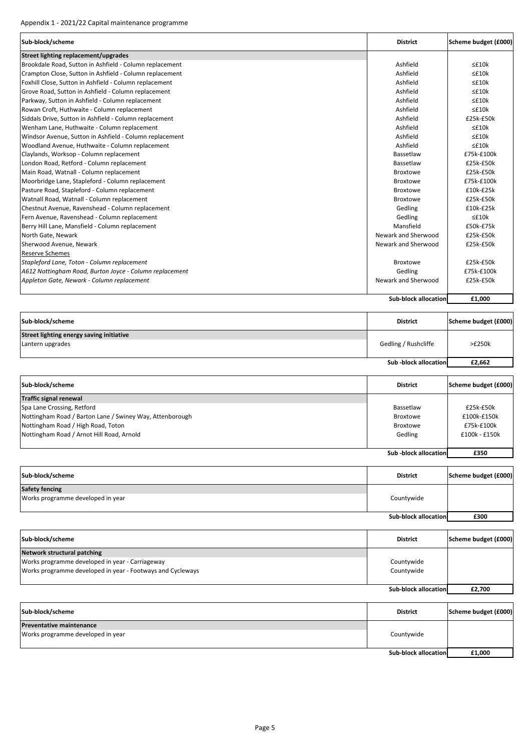Appendix 1 - 2021/22 Capital maintenance programme

| Sub-block/scheme | District | Scheme budget (£000) |
|---|---|---|
| **Street lighting replacement/upgrades** | | |
| Brookdale Road, Sutton in Ashfield - Column replacement | Ashfield | ≤£10k |
| Crampton Close, Sutton in Ashfield - Column replacement | Ashfield | ≤£10k |
| Foxhill Close, Sutton in Ashfield - Column replacement | Ashfield | ≤£10k |
| Grove Road, Sutton in Ashfield - Column replacement | Ashfield | ≤£10k |
| Parkway, Sutton in Ashfield - Column replacement | Ashfield | ≤£10k |
| Rowan Croft, Huthwaite - Column replacement | Ashfield | ≤£10k |
| Siddals Drive, Sutton in Ashfield - Column replacement | Ashfield | £25k-£50k |
| Wenham Lane, Huthwaite - Column replacement | Ashfield | ≤£10k |
| Windsor Avenue, Sutton in Ashfield - Column replacement | Ashfield | ≤£10k |
| Woodland Avenue, Huthwaite - Column replacement | Ashfield | ≤£10k |
| Claylands, Worksop - Column replacement | Bassetlaw | £75k-£100k |
| London Road, Retford - Column replacement | Bassetlaw | £25k-£50k |
| Main Road, Watnall - Column replacement | Broxtowe | £25k-£50k |
| Moorbridge Lane, Stapleford - Column replacement | Broxtowe | £75k-£100k |
| Pasture Road, Stapleford - Column replacement | Broxtowe | £10k-£25k |
| Watnall Road, Watnall - Column replacement | Broxtowe | £25k-£50k |
| Chestnut Avenue, Ravenshead - Column replacement | Gedling | £10k-£25k |
| Fern Avenue, Ravenshead - Column replacement | Gedling | ≤£10k |
| Berry Hill Lane, Mansfield - Column replacement | Mansfield | £50k-£75k |
| North Gate, Newark | Newark and Sherwood | £25k-£50k |
| Sherwood Avenue, Newark | Newark and Sherwood | £25k-£50k |
| Reserve Schemes | | |
| *Stapleford Lane, Toton - Column replacement* | Broxtowe | £25k-£50k |
| *A612 Nottingham Road, Burton Joyce - Column replacement* | Gedling | £75k-£100k |
| *Appleton Gate, Newark - Column replacement* | Newark and Sherwood | £25k-£50k |
| | **Sub-block allocation** | **£1,000** |

| Sub-block/scheme | District | Scheme budget (£000) |
|---|---|---|
| **Street lighting energy saving initiative** | | |
| Lantern upgrades | Gedling / Rushcliffe | >£250k |
| | **Sub -block allocation** | **£2,662** |

| Sub-block/scheme | District | Scheme budget (£000) |
|---|---|---|
| **Traffic signal renewal** | | |
| Spa Lane Crossing, Retford | Bassetlaw | £25k-£50k |
| Nottingham Road / Barton Lane / Swiney Way, Attenborough | Broxtowe | £100k-£150k |
| Nottingham Road / High Road, Toton | Broxtowe | £75k-£100k |
| Nottingham Road / Arnot Hill Road, Arnold | Gedling | £100k - £150k |
| | **Sub -block allocation** | **£350** |

| Sub-block/scheme | District | Scheme budget (£000) |
|---|---|---|
| **Safety fencing** | | |
| Works programme developed in year | Countywide | |
| | **Sub-block allocation** | **£300** |

| Sub-block/scheme | District | Scheme budget (£000) |
|---|---|---|
| **Network structural patching** | | |
| Works programme developed in year - Carriageway | Countywide | |
| Works programme developed in year - Footways and Cycleways | Countywide | |
| | **Sub-block allocation** | **£2,700** |

| Sub-block/scheme | District | Scheme budget (£000) |
|---|---|---|
| **Preventative maintenance** | | |
| Works programme developed in year | Countywide | |
| | **Sub-block allocation** | **£1,000** |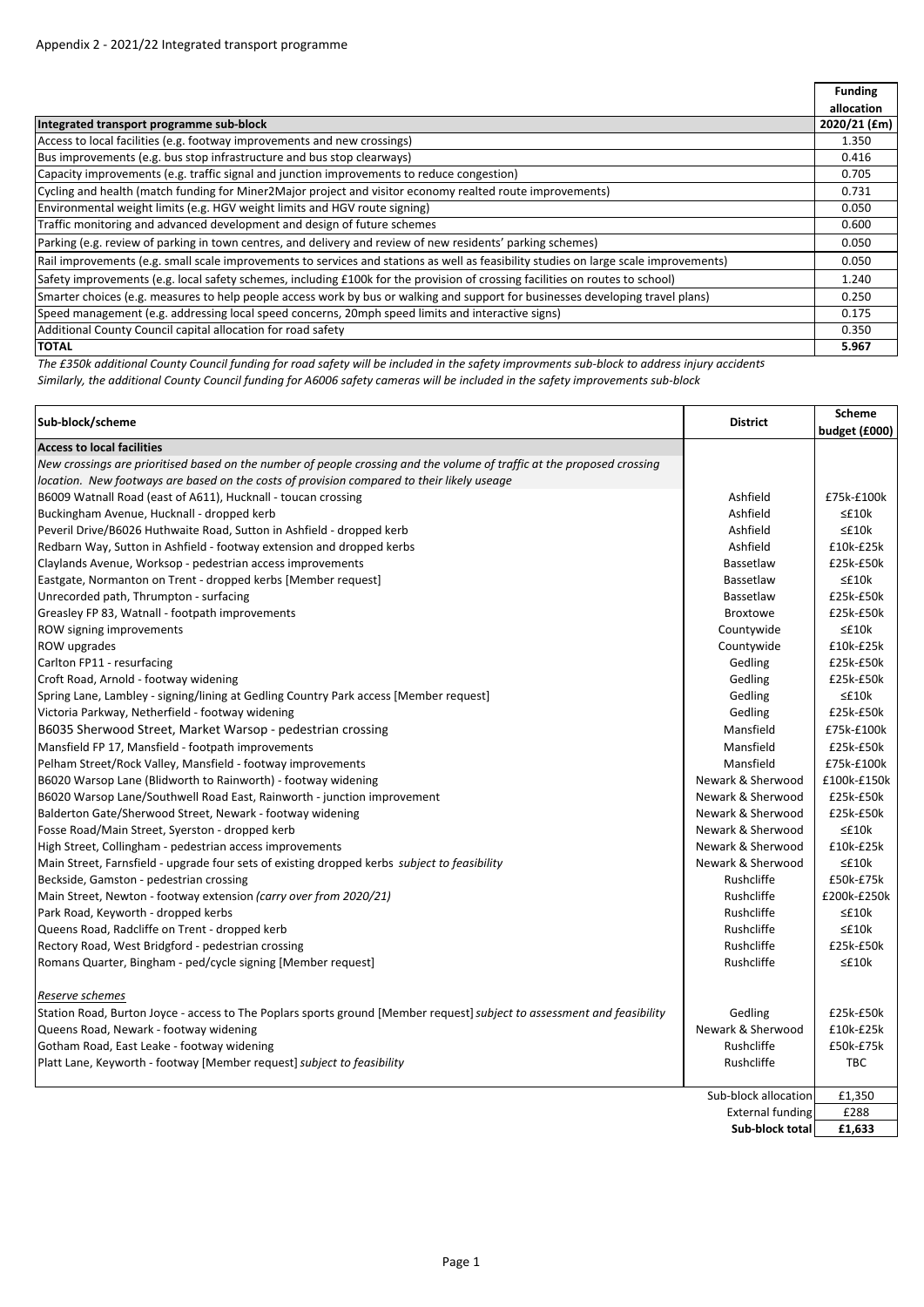Appendix 2 - 2021/22 Integrated transport programme

| Integrated transport programme sub-block | Funding allocation 2020/21 (£m) |
|---|---|
| Access to local facilities (e.g. footway improvements and new crossings) | 1.350 |
| Bus improvements (e.g. bus stop infrastructure and bus stop clearways) | 0.416 |
| Capacity improvements (e.g. traffic signal and junction improvements to reduce congestion) | 0.705 |
| Cycling and health (match funding for Miner2Major project and visitor economy realted route improvements) | 0.731 |
| Environmental weight limits (e.g. HGV weight limits and HGV route signing) | 0.050 |
| Traffic monitoring and advanced development and design of future schemes | 0.600 |
| Parking (e.g. review of parking in town centres, and delivery and review of new residents' parking schemes) | 0.050 |
| Rail improvements (e.g. small scale improvements to services and stations as well as feasibility studies on large scale improvements) | 0.050 |
| Safety improvements (e.g. local safety schemes, including £100k for the provision of crossing facilities on routes to school) | 1.240 |
| Smarter choices (e.g. measures to help people access work by bus or walking and support for businesses developing travel plans) | 0.250 |
| Speed management (e.g. addressing local speed concerns, 20mph speed limits and interactive signs) | 0.175 |
| Additional County Council capital allocation for road safety | 0.350 |
| **TOTAL** | **5.967** |

*The £350k additional County Council funding for road safety will be included in the safety improvments sub-block to address injury accidents*
*Similarly, the additional County Council funding for A6006 safety cameras will be included in the safety improvements sub-block*

| Sub-block/scheme | District | Scheme budget (£000) |
|---|---|---|
| **Access to local facilities** | | |
| *New crossings are prioritised based on the number of people crossing and the volume of traffic at the proposed crossing location. New footways are based on the costs of provision compared to their likely useage* | | |
| B6009 Watnall Road (east of A611), Hucknall - toucan crossing | Ashfield | £75k-£100k |
| Buckingham Avenue, Hucknall - dropped kerb | Ashfield | ≤£10k |
| Peveril Drive/B6026 Huthwaite Road, Sutton in Ashfield - dropped kerb | Ashfield | ≤£10k |
| Redbarn Way, Sutton in Ashfield - footway extension and dropped kerbs | Ashfield | £10k-£25k |
| Claylands Avenue, Worksop - pedestrian access improvements | Bassetlaw | £25k-£50k |
| Eastgate, Normanton on Trent - dropped kerbs [Member request] | Bassetlaw | ≤£10k |
| Unrecorded path, Thrumpton - surfacing | Bassetlaw | £25k-£50k |
| Greasley FP 83, Watnall - footpath improvements | Broxtowe | £25k-£50k |
| ROW signing improvements | Countywide | ≤£10k |
| ROW upgrades | Countywide | £10k-£25k |
| Carlton FP11 - resurfacing | Gedling | £25k-£50k |
| Croft Road, Arnold - footway widening | Gedling | £25k-£50k |
| Spring Lane, Lambley - signing/lining at Gedling Country Park access [Member request] | Gedling | ≤£10k |
| Victoria Parkway, Netherfield - footway widening | Gedling | £25k-£50k |
| B6035 Sherwood Street, Market Warsop - pedestrian crossing | Mansfield | £75k-£100k |
| Mansfield FP 17, Mansfield - footpath improvements | Mansfield | £25k-£50k |
| Pelham Street/Rock Valley, Mansfield - footway improvements | Mansfield | £75k-£100k |
| B6020 Warsop Lane (Blidworth to Rainworth) - footway widening | Newark & Sherwood | £100k-£150k |
| B6020 Warsop Lane/Southwell Road East, Rainworth - junction improvement | Newark & Sherwood | £25k-£50k |
| Balderton Gate/Sherwood Street, Newark - footway widening | Newark & Sherwood | £25k-£50k |
| Fosse Road/Main Street, Syerston - dropped kerb | Newark & Sherwood | ≤£10k |
| High Street, Collingham - pedestrian access improvements | Newark & Sherwood | £10k-£25k |
| Main Street, Farnsfield - upgrade four sets of existing dropped kerbs *subject to feasibility* | Newark & Sherwood | ≤£10k |
| Beckside, Gamston - pedestrian crossing | Rushcliffe | £50k-£75k |
| Main Street, Newton - footway extension *(carry over from 2020/21)* | Rushcliffe | £200k-£250k |
| Park Road, Keyworth - dropped kerbs | Rushcliffe | ≤£10k |
| Queens Road, Radcliffe on Trent - dropped kerb | Rushcliffe | ≤£10k |
| Rectory Road, West Bridgford - pedestrian crossing | Rushcliffe | £25k-£50k |
| Romans Quarter, Bingham - ped/cycle signing [Member request] | Rushcliffe | ≤£10k |
| *Reserve schemes* | | |
| Station Road, Burton Joyce - access to The Poplars sports ground [Member request] *subject to assessment and feasibility* | Gedling | £25k-£50k |
| Queens Road, Newark - footway widening | Newark & Sherwood | £10k-£25k |
| Gotham Road, East Leake - footway widening | Rushcliffe | £50k-£75k |
| Platt Lane, Keyworth - footway [Member request] *subject to feasibility* | Rushcliffe | TBC |
| | Sub-block allocation | £1,350 |
| | External funding | £288 |
| | **Sub-block total** | **£1,633** |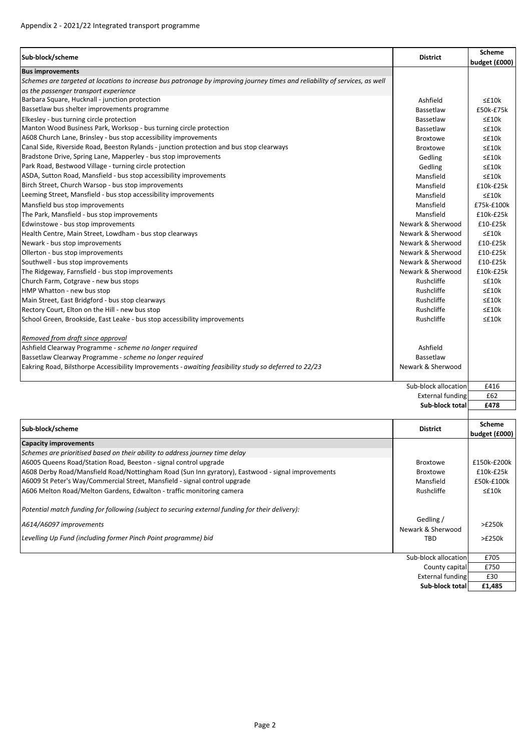Appendix 2 - 2021/22 Integrated transport programme

| Sub-block/scheme | District | Scheme budget (£000) |
|---|---|---|
| **Bus improvements** | | |
| *Schemes are targeted at locations to increase bus patronage by improving journey times and reliability of services, as well as the passenger transport experience* | | |
| Barbara Square, Hucknall - junction protection | Ashfield | ≤£10k |
| Bassetlaw bus shelter improvements programme | Bassetlaw | £50k-£75k |
| Elkesley - bus turning circle protection | Bassetlaw | ≤£10k |
| Manton Wood Business Park, Worksop - bus turning circle protection | Bassetlaw | ≤£10k |
| A608 Church Lane, Brinsley - bus stop accessibility improvements | Broxtowe | ≤£10k |
| Canal Side, Riverside Road, Beeston Rylands - junction protection and bus stop clearways | Broxtowe | ≤£10k |
| Bradstone Drive, Spring Lane, Mapperley - bus stop improvements | Gedling | ≤£10k |
| Park Road, Bestwood Village - turning circle protection | Gedling | ≤£10k |
| ASDA, Sutton Road, Mansfield - bus stop accessibility improvements | Mansfield | ≤£10k |
| Birch Street, Church Warsop - bus stop improvements | Mansfield | £10k-£25k |
| Leeming Street, Mansfield - bus stop accessibility improvements | Mansfield | ≤£10k |
| Mansfield bus stop improvements | Mansfield | £75k-£100k |
| The Park, Mansfield - bus stop improvements | Mansfield | £10k-£25k |
| Edwinstowe - bus stop improvements | Newark & Sherwood | £10-£25k |
| Health Centre, Main Street, Lowdham - bus stop clearways | Newark & Sherwood | ≤£10k |
| Newark - bus stop improvements | Newark & Sherwood | £10-£25k |
| Ollerton - bus stop improvements | Newark & Sherwood | £10-£25k |
| Southwell - bus stop improvements | Newark & Sherwood | £10-£25k |
| The Ridgeway, Farnsfield - bus stop improvements | Newark & Sherwood | £10k-£25k |
| Church Farm, Cotgrave - new bus stops | Rushcliffe | ≤£10k |
| HMP Whatton - new bus stop | Rushcliffe | ≤£10k |
| Main Street, East Bridgford - bus stop clearways | Rushcliffe | ≤£10k |
| Rectory Court, Elton on the Hill - new bus stop | Rushcliffe | ≤£10k |
| School Green, Brookside, East Leake - bus stop accessibility improvements | Rushcliffe | ≤£10k |
| *Removed from draft since approval* | | |
| Ashfield Clearway Programme - *scheme no longer required* | Ashfield | |
| Bassetlaw Clearway Programme - *scheme no longer required* | Bassetlaw | |
| Eakring Road, Bilsthorpe Accessibility Improvements - *awaiting feasibility study so deferred to 22/23* | Newark & Sherwood | |
| | Sub-block allocation | £416 |
| | External funding | £62 |
| | **Sub-block total** | **£478** |

| Sub-block/scheme | District | Scheme budget (£000) |
|---|---|---|
| **Capacity improvements** | | |
| *Schemes are prioritised based on their ability to address journey time delay* | | |
| A6005 Queens Road/Station Road, Beeston - signal control upgrade | Broxtowe | £150k-£200k |
| A608 Derby Road/Mansfield Road/Nottingham Road (Sun Inn gyratory), Eastwood - signal improvements | Broxtowe | £10k-£25k |
| A6009 St Peter's Way/Commercial Street, Mansfield - signal control upgrade | Mansfield | £50k-£100k |
| A606 Melton Road/Melton Gardens, Edwalton - traffic monitoring camera | Rushcliffe | ≤£10k |
| *Potential match funding for following (subject to securing external funding for their delivery):* | | |
| *A614/A6097 improvements* | Gedling / Newark & Sherwood | >£250k |
| *Levelling Up Fund (including former Pinch Point programme) bid* | TBD | >£250k |
| | Sub-block allocation | £705 |
| | County capital | £750 |
| | External funding | £30 |
| | **Sub-block total** | **£1,485** |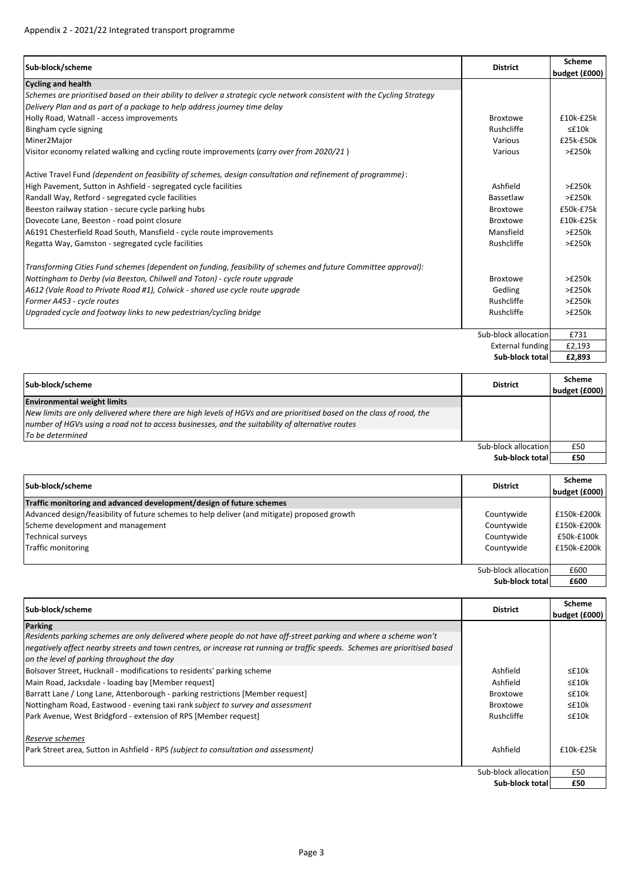Appendix 2 - 2021/22 Integrated transport programme

| Sub-block/scheme | District | Scheme budget (£000) |
|---|---|---|
| **Cycling and health** | | |
| *Schemes are prioritised based on their ability to deliver a strategic cycle network consistent with the Cycling Strategy Delivery Plan and as part of a package to help address journey time delay* | | |
| Holly Road, Watnall - access improvements | Broxtowe | £10k-£25k |
| Bingham cycle signing | Rushcliffe | ≤£10k |
| Miner2Major | Various | £25k-£50k |
| Visitor economy related walking and cycling route improvements (*carry over from 2020/21* ) | Various | >£250k |
| Active Travel Fund *(dependent on feasibility of schemes, design consultation and refinement of programme)*: | | |
| High Pavement, Sutton in Ashfield - segregated cycle facilities | Ashfield | >£250k |
| Randall Way, Retford - segregated cycle facilities | Bassetlaw | >£250k |
| Beeston railway station - secure cycle parking hubs | Broxtowe | £50k-£75k |
| Dovecote Lane, Beeston - road point closure | Broxtowe | £10k-£25k |
| A6191 Chesterfield Road South, Mansfield - cycle route improvements | Mansfield | >£250k |
| Regatta Way, Gamston - segregated cycle facilities | Rushcliffe | >£250k |
| *Transforming Cities Fund schemes (dependent on funding, feasibility of schemes and future Committee approval):* | | |
| *Nottingham to Derby (via Beeston, Chilwell and Toton) - cycle route upgrade* | Broxtowe | >£250k |
| *A612 (Vale Road to Private Road #1), Colwick - shared use cycle route upgrade* | Gedling | >£250k |
| *Former A453 - cycle routes* | Rushcliffe | >£250k |
| *Upgraded cycle and footway links to new pedestrian/cycling bridge* | Rushcliffe | >£250k |
| | Sub-block allocation | £731 |
| | External funding | £2,193 |
| | **Sub-block total** | **£2,893** |

| Sub-block/scheme | District | Scheme budget (£000) |
|---|---|---|
| **Environmental weight limits** | | |
| *New limits are only delivered where there are high levels of HGVs and are prioritised based on the class of road, the number of HGVs using a road not to access businesses, and the suitability of alternative routes* | | |
| *To be determined* | | |
| | Sub-block allocation | £50 |
| | **Sub-block total** | **£50** |

| Sub-block/scheme | District | Scheme budget (£000) |
|---|---|---|
| **Traffic monitoring and advanced development/design of future schemes** | | |
| Advanced design/feasibility of future schemes to help deliver (and mitigate) proposed growth | Countywide | £150k-£200k |
| Scheme development and management | Countywide | £150k-£200k |
| Technical surveys | Countywide | £50k-£100k |
| Traffic monitoring | Countywide | £150k-£200k |
| | Sub-block allocation | £600 |
| | **Sub-block total** | **£600** |

| Sub-block/scheme | District | Scheme budget (£000) |
|---|---|---|
| **Parking** | | |
| *Residents parking schemes are only delivered where people do not have off-street parking and where a scheme won't negatively affect nearby streets and town centres, or increase rat running or traffic speeds. Schemes are prioritised based on the level of parking throughout the day* | | |
| Bolsover Street, Hucknall - modifications to residents' parking scheme | Ashfield | ≤£10k |
| Main Road, Jacksdale - loading bay [Member request] | Ashfield | ≤£10k |
| Barratt Lane / Long Lane, Attenborough - parking restrictions [Member request] | Broxtowe | ≤£10k |
| Nottingham Road, Eastwood - evening taxi rank *subject to survey and assessment* | Broxtowe | ≤£10k |
| Park Avenue, West Bridgford - extension of RPS [Member request] | Rushcliffe | ≤£10k |
| *Reserve schemes* | | |
| Park Street area, Sutton in Ashfield - RPS *(subject to consultation and assessment)* | Ashfield | £10k-£25k |
| | Sub-block allocation | £50 |
| | **Sub-block total** | **£50** |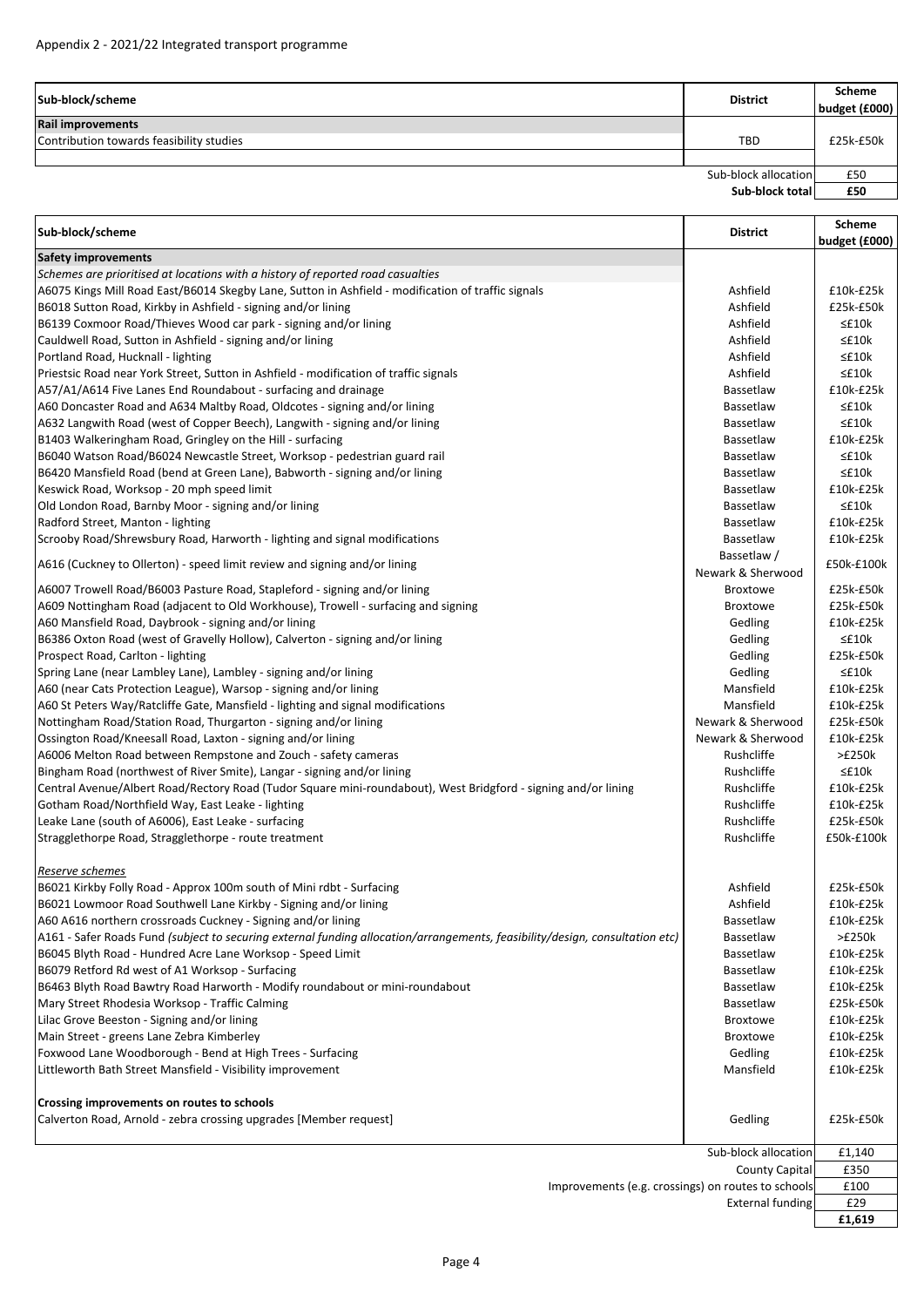Appendix 2 - 2021/22 Integrated transport programme

| Sub-block/scheme | District | Scheme budget (£000) |
| --- | --- | --- |
| **Rail improvements** | | |
| Contribution towards feasibility studies | TBD | £25k-£50k |
| | | |
| | Sub-block allocation | £50 |
| | **Sub-block total** | **£50** |

| Sub-block/scheme | District | Scheme budget (£000) |
| --- | --- | --- |
| **Safety improvements** | | |
| *Schemes are prioritised at locations with a history of reported road casualties* | | |
| A6075 Kings Mill Road East/B6014 Skegby Lane, Sutton in Ashfield - modification of traffic signals | Ashfield | £10k-£25k |
| B6018 Sutton Road, Kirkby in Ashfield - signing and/or lining | Ashfield | £25k-£50k |
| B6139 Coxmoor Road/Thieves Wood car park - signing and/or lining | Ashfield | ≤£10k |
| Cauldwell Road, Sutton in Ashfield - signing and/or lining | Ashfield | ≤£10k |
| Portland Road, Hucknall - lighting | Ashfield | ≤£10k |
| Priestsic Road near York Street, Sutton in Ashfield - modification of traffic signals | Ashfield | ≤£10k |
| A57/A1/A614 Five Lanes End Roundabout - surfacing and drainage | Bassetlaw | £10k-£25k |
| A60 Doncaster Road and A634 Maltby Road, Oldcotes - signing and/or lining | Bassetlaw | ≤£10k |
| A632 Langwith Road (west of Copper Beech), Langwith - signing and/or lining | Bassetlaw | ≤£10k |
| B1403 Walkeringham Road, Gringley on the Hill - surfacing | Bassetlaw | £10k-£25k |
| B6040 Watson Road/B6024 Newcastle Street, Worksop - pedestrian guard rail | Bassetlaw | ≤£10k |
| B6420 Mansfield Road (bend at Green Lane), Babworth - signing and/or lining | Bassetlaw | ≤£10k |
| Keswick Road, Worksop - 20 mph speed limit | Bassetlaw | £10k-£25k |
| Old London Road, Barnby Moor - signing and/or lining | Bassetlaw | ≤£10k |
| Radford Street, Manton - lighting | Bassetlaw | £10k-£25k |
| Scrooby Road/Shrewsbury Road, Harworth - lighting and signal modifications | Bassetlaw | £10k-£25k |
| A616 (Cuckney to Ollerton) - speed limit review and signing and/or lining | Bassetlaw / Newark & Sherwood | £50k-£100k |
| A6007 Trowell Road/B6003 Pasture Road, Stapleford - signing and/or lining | Broxtowe | £25k-£50k |
| A609 Nottingham Road (adjacent to Old Workhouse), Trowell - surfacing and signing | Broxtowe | £25k-£50k |
| A60 Mansfield Road, Daybrook - signing and/or lining | Gedling | £10k-£25k |
| B6386 Oxton Road (west of Gravelly Hollow), Calverton - signing and/or lining | Gedling | ≤£10k |
| Prospect Road, Carlton - lighting | Gedling | £25k-£50k |
| Spring Lane (near Lambley Lane), Lambley - signing and/or lining | Gedling | ≤£10k |
| A60 (near Cats Protection League), Warsop - signing and/or lining | Mansfield | £10k-£25k |
| A60 St Peters Way/Ratcliffe Gate, Mansfield - lighting and signal modifications | Mansfield | £10k-£25k |
| Nottingham Road/Station Road, Thurgarton - signing and/or lining | Newark & Sherwood | £25k-£50k |
| Ossington Road/Kneesall Road, Laxton - signing and/or lining | Newark & Sherwood | £10k-£25k |
| A6006 Melton Road between Rempstone and Zouch - safety cameras | Rushcliffe | >£250k |
| Bingham Road (northwest of River Smite), Langar - signing and/or lining | Rushcliffe | ≤£10k |
| Central Avenue/Albert Road/Rectory Road (Tudor Square mini-roundabout), West Bridgford - signing and/or lining | Rushcliffe | £10k-£25k |
| Gotham Road/Northfield Way, East Leake - lighting | Rushcliffe | £10k-£25k |
| Leake Lane (south of A6006), East Leake - surfacing | Rushcliffe | £25k-£50k |
| Stragglethorpe Road, Stragglethorpe - route treatment | Rushcliffe | £50k-£100k |
| | | |
| *Reserve schemes* | | |
| B6021 Kirkby Folly Road - Approx 100m south of Mini rdbt - Surfacing | Ashfield | £25k-£50k |
| B6021 Lowmoor Road Southwell Lane Kirkby - Signing and/or lining | Ashfield | £10k-£25k |
| A60 A616 northern crossroads Cuckney - Signing and/or lining | Bassetlaw | £10k-£25k |
| A161 - Safer Roads Fund *(subject to securing external funding allocation/arrangements, feasibility/design, consultation etc)* | Bassetlaw | >£250k |
| B6045 Blyth Road - Hundred Acre Lane Worksop - Speed Limit | Bassetlaw | £10k-£25k |
| B6079 Retford Rd west of A1 Worksop - Surfacing | Bassetlaw | £10k-£25k |
| B6463 Blyth Road Bawtry Road Harworth - Modify roundabout or mini-roundabout | Bassetlaw | £10k-£25k |
| Mary Street Rhodesia Worksop - Traffic Calming | Bassetlaw | £25k-£50k |
| Lilac Grove Beeston - Signing and/or lining | Broxtowe | £10k-£25k |
| Main Street - greens Lane Zebra Kimberley | Broxtowe | £10k-£25k |
| Foxwood Lane Woodborough - Bend at High Trees - Surfacing | Gedling | £10k-£25k |
| Littleworth Bath Street Mansfield - Visibility improvement | Mansfield | £10k-£25k |
| | | |
| **Crossing improvements on routes to schools** | | |
| Calverton Road, Arnold - zebra crossing upgrades [Member request] | Gedling | £25k-£50k |
| | Sub-block allocation | £1,140 |
| | County Capital | £350 |
| | Improvements (e.g. crossings) on routes to schools | £100 |
| | External funding | £29 |
| | | **£1,619** |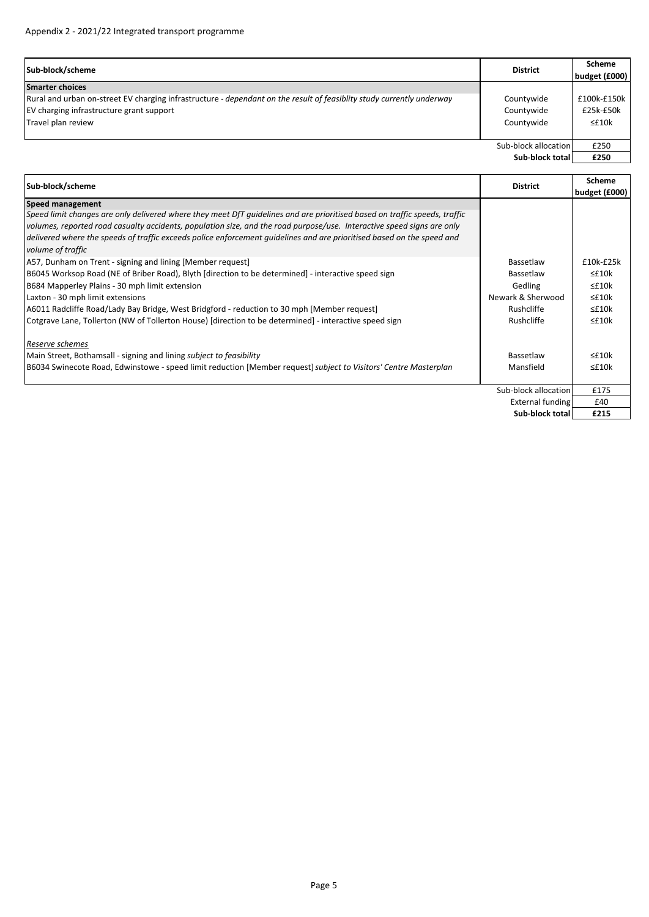Appendix 2 - 2021/22 Integrated transport programme

| Sub-block/scheme | District | Scheme budget (£000) |
| --- | --- | --- |
| **Smarter choices** | | |
| Rural and urban on-street EV charging infrastructure - *dependant on the result of feasiblity study currently underway* | Countywide | £100k-£150k |
| EV charging infrastructure grant support | Countywide | £25k-£50k |
| Travel plan review | Countywide | ≤£10k |
| | Sub-block allocation | £250 |
| | **Sub-block total** | **£250** |

| Sub-block/scheme | District | Scheme budget (£000) |
| --- | --- | --- |
| **Speed management** | | |
| *Speed limit changes are only delivered where they meet DfT guidelines and are prioritised based on traffic speeds, traffic volumes, reported road casualty accidents, population size, and the road purpose/use. Interactive speed signs are only delivered where the speeds of traffic exceeds police enforcement guidelines and are prioritised based on the speed and volume of traffic* | | |
| A57, Dunham on Trent - signing and lining [Member request] | Bassetlaw | £10k-£25k |
| B6045 Worksop Road (NE of Briber Road), Blyth [direction to be determined] - interactive speed sign | Bassetlaw | ≤£10k |
| B684 Mapperley Plains - 30 mph limit extension | Gedling | ≤£10k |
| Laxton - 30 mph limit extensions | Newark & Sherwood | ≤£10k |
| A6011 Radcliffe Road/Lady Bay Bridge, West Bridgford - reduction to 30 mph [Member request] | Rushcliffe | ≤£10k |
| Cotgrave Lane, Tollerton (NW of Tollerton House) [direction to be determined] - interactive speed sign | Rushcliffe | ≤£10k |
| *Reserve schemes* | | |
| Main Street, Bothamsall - signing and lining *subject to feasibility* | Bassetlaw | ≤£10k |
| B6034 Swinecote Road, Edwinstowe - speed limit reduction [Member request] *subject to Visitors' Centre Masterplan* | Mansfield | ≤£10k |
| | Sub-block allocation | £175 |
| | External funding | £40 |
| | **Sub-block total** | **£215** |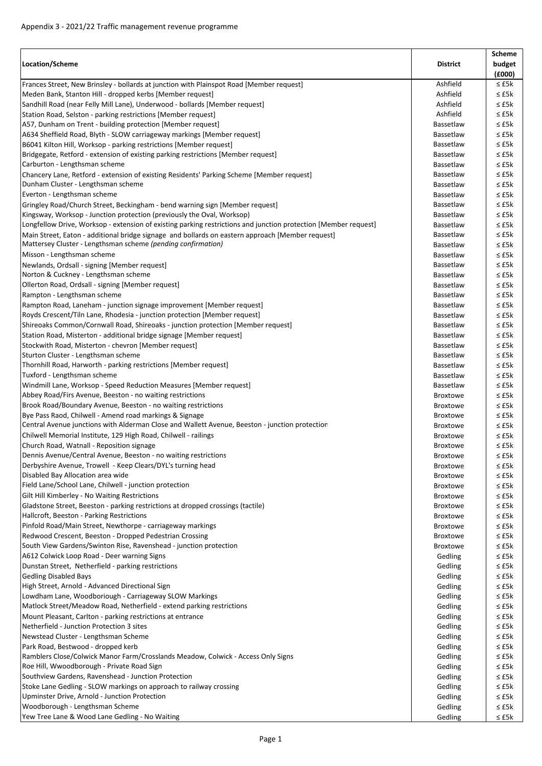Appendix 3 - 2021/22 Traffic management revenue programme

| Location/Scheme | District | Scheme budget (£000) |
|---|---|---|
| Frances Street, New Brinsley - bollards at junction with Plainspot Road [Member request] | Ashfield | ≤ £5k |
| Meden Bank, Stanton Hill - dropped kerbs [Member request] | Ashfield | ≤ £5k |
| Sandhill Road (near Felly Mill Lane), Underwood - bollards [Member request] | Ashfield | ≤ £5k |
| Station Road, Selston - parking restrictions [Member request] | Ashfield | ≤ £5k |
| A57, Dunham on Trent - building protection [Member request] | Bassetlaw | ≤ £5k |
| A634 Sheffield Road, Blyth - SLOW carriageway markings [Member request] | Bassetlaw | ≤ £5k |
| B6041 Kilton Hill, Worksop - parking restrictions [Member request] | Bassetlaw | ≤ £5k |
| Bridgegate, Retford - extension of existing parking restrictions [Member request] | Bassetlaw | ≤ £5k |
| Carburton - Lengthsman scheme | Bassetlaw | ≤ £5k |
| Chancery Lane, Retford - extension of existing Residents' Parking Scheme [Member request] | Bassetlaw | ≤ £5k |
| Dunham Cluster - Lengthsman scheme | Bassetlaw | ≤ £5k |
| Everton - Lengthsman scheme | Bassetlaw | ≤ £5k |
| Gringley Road/Church Street, Beckingham - bend warning sign [Member request] | Bassetlaw | ≤ £5k |
| Kingsway, Worksop - Junction protection (previously the Oval, Worksop) | Bassetlaw | ≤ £5k |
| Longfellow Drive, Worksop - extension of existing parking restrictions and junction protection [Member request] | Bassetlaw | ≤ £5k |
| Main Street, Eaton - additional bridge signage and bollards on eastern approach [Member request] | Bassetlaw | ≤ £5k |
| Mattersey Cluster - Lengthsman scheme *(pending confirmation)* | Bassetlaw | ≤ £5k |
| Misson - Lengthsman scheme | Bassetlaw | ≤ £5k |
| Newlands, Ordsall - signing [Member request] | Bassetlaw | ≤ £5k |
| Norton & Cuckney - Lengthsman scheme | Bassetlaw | ≤ £5k |
| Ollerton Road, Ordsall - signing [Member request] | Bassetlaw | ≤ £5k |
| Rampton - Lengthsman scheme | Bassetlaw | ≤ £5k |
| Rampton Road, Laneham - junction signage improvement [Member request] | Bassetlaw | ≤ £5k |
| Royds Crescent/Tiln Lane, Rhodesia - junction protection [Member request] | Bassetlaw | ≤ £5k |
| Shireoaks Common/Cornwall Road, Shireoaks - junction protection [Member request] | Bassetlaw | ≤ £5k |
| Station Road, Misterton - additional bridge signage [Member request] | Bassetlaw | ≤ £5k |
| Stockwith Road, Misterton - chevron [Member request] | Bassetlaw | ≤ £5k |
| Sturton Cluster - Lengthsman scheme | Bassetlaw | ≤ £5k |
| Thornhill Road, Harworth - parking restrictions [Member request] | Bassetlaw | ≤ £5k |
| Tuxford - Lengthsman scheme | Bassetlaw | ≤ £5k |
| Windmill Lane, Worksop - Speed Reduction Measures [Member request] | Bassetlaw | ≤ £5k |
| Abbey Road/Firs Avenue, Beeston - no waiting restrictions | Broxtowe | ≤ £5k |
| Brook Road/Boundary Avenue, Beeston - no waiting restrictions | Broxtowe | ≤ £5k |
| Bye Pass Raod, Chilwell - Amend road markings & Signage | Broxtowe | ≤ £5k |
| Central Avenue junctions with Alderman Close and Wallett Avenue, Beeston - junction protection | Broxtowe | ≤ £5k |
| Chilwell Memorial Institute, 129 High Road, Chilwell - railings | Broxtowe | ≤ £5k |
| Church Road, Watnall - Reposition signage | Broxtowe | ≤ £5k |
| Dennis Avenue/Central Avenue, Beeston - no waiting restrictions | Broxtowe | ≤ £5k |
| Derbyshire Avenue, Trowell - Keep Clears/DYL's turning head | Broxtowe | ≤ £5k |
| Disabled Bay Allocation area wide | Broxtowe | ≤ £5k |
| Field Lane/School Lane, Chilwell - junction protection | Broxtowe | ≤ £5k |
| Gilt Hill Kimberley - No Waiting Restrictions | Broxtowe | ≤ £5k |
| Gladstone Street, Beeston - parking restrictions at dropped crossings (tactile) | Broxtowe | ≤ £5k |
| Hallcroft, Beeston - Parking Restrictions | Broxtowe | ≤ £5k |
| Pinfold Road/Main Street, Newthorpe - carriageway markings | Broxtowe | ≤ £5k |
| Redwood Crescent, Beeston - Dropped Pedestrian Crossing | Broxtowe | ≤ £5k |
| South View Gardens/Swinton Rise, Ravenshead - junction protection | Broxtowe | ≤ £5k |
| A612 Colwick Loop Road - Deer warning Signs | Gedling | ≤ £5k |
| Dunstan Street, Netherfield - parking restrictions | Gedling | ≤ £5k |
| Gedling Disabled Bays | Gedling | ≤ £5k |
| High Street, Arnold - Advanced Directional Sign | Gedling | ≤ £5k |
| Lowdham Lane, Woodboriough - Carriageway SLOW Markings | Gedling | ≤ £5k |
| Matlock Street/Meadow Road, Netherfield - extend parking restrictions | Gedling | ≤ £5k |
| Mount Pleasant, Carlton - parking restrictions at entrance | Gedling | ≤ £5k |
| Netherfield - Junction Protection 3 sites | Gedling | ≤ £5k |
| Newstead Cluster - Lengthsman Scheme | Gedling | ≤ £5k |
| Park Road, Bestwood - dropped kerb | Gedling | ≤ £5k |
| Ramblers Close/Colwick Manor Farm/Crosslands Meadow, Colwick - Access Only Signs | Gedling | ≤ £5k |
| Roe Hill, Wwoodborough - Private Road Sign | Gedling | ≤ £5k |
| Southview Gardens, Ravenshead - Junction Protection | Gedling | ≤ £5k |
| Stoke Lane Gedling - SLOW markings on approach to railway crossing | Gedling | ≤ £5k |
| Upminster Drive, Arnold - Junction Protection | Gedling | ≤ £5k |
| Woodborough - Lengthsman Scheme | Gedling | ≤ £5k |
| Yew Tree Lane & Wood Lane Gedling - No Waiting | Gedling | ≤ £5k |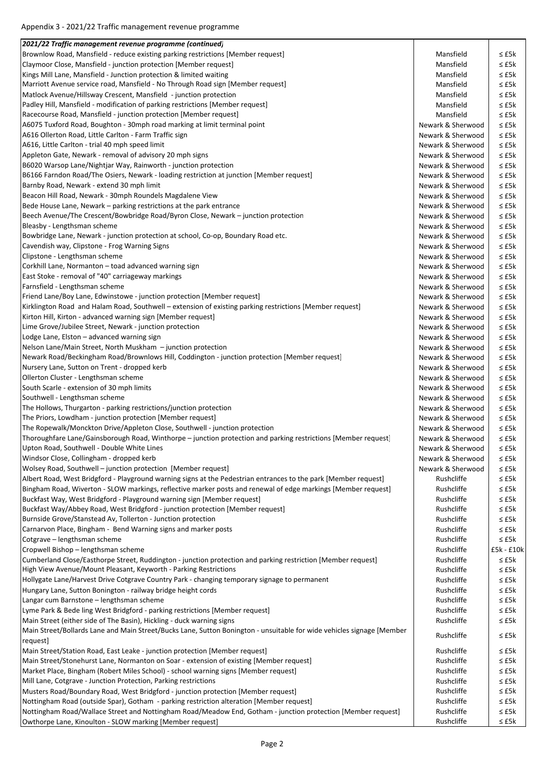Appendix 3 - 2021/22 Traffic management revenue programme

| *2021/22 Traffic management revenue programme (continued)* | | |
|---|---|---|
| Brownlow Road, Mansfield - reduce existing parking restrictions [Member request] | Mansfield | ≤ £5k |
| Claymoor Close, Mansfield - junction protection [Member request] | Mansfield | ≤ £5k |
| Kings Mill Lane, Mansfield - Junction protection & limited waiting | Mansfield | ≤ £5k |
| Marriott Avenue service road, Mansfield - No Through Road sign [Member request] | Mansfield | ≤ £5k |
| Matlock Avenue/Hillsway Crescent, Mansfield - junction protection | Mansfield | ≤ £5k |
| Padley Hill, Mansfield - modification of parking restrictions [Member request] | Mansfield | ≤ £5k |
| Racecourse Road, Mansfield - junction protection [Member request] | Mansfield | ≤ £5k |
| A6075 Tuxford Road, Boughton - 30mph road marking at limit terminal point | Newark & Sherwood | ≤ £5k |
| A616 Ollerton Road, Little Carlton - Farm Traffic sign | Newark & Sherwood | ≤ £5k |
| A616, Little Carlton - trial 40 mph speed limit | Newark & Sherwood | ≤ £5k |
| Appleton Gate, Newark - removal of advisory 20 mph signs | Newark & Sherwood | ≤ £5k |
| B6020 Warsop Lane/Nightjar Way, Rainworth - junction protection | Newark & Sherwood | ≤ £5k |
| B6166 Farndon Road/The Osiers, Newark - loading restriction at junction [Member request] | Newark & Sherwood | ≤ £5k |
| Barnby Road, Newark - extend 30 mph limit | Newark & Sherwood | ≤ £5k |
| Beacon Hill Road, Newark - 30mph Roundels Magdalene View | Newark & Sherwood | ≤ £5k |
| Bede House Lane, Newark – parking restrictions at the park entrance | Newark & Sherwood | ≤ £5k |
| Beech Avenue/The Crescent/Bowbridge Road/Byron Close, Newark – junction protection | Newark & Sherwood | ≤ £5k |
| Bleasby - Lengthsman scheme | Newark & Sherwood | ≤ £5k |
| Bowbridge Lane, Newark - junction protection at school, Co-op, Boundary Road etc. | Newark & Sherwood | ≤ £5k |
| Cavendish way, Clipstone - Frog Warning Signs | Newark & Sherwood | ≤ £5k |
| Clipstone - Lengthsman scheme | Newark & Sherwood | ≤ £5k |
| Corkhill Lane, Normanton – toad advanced warning sign | Newark & Sherwood | ≤ £5k |
| East Stoke - removal of "40" carriageway markings | Newark & Sherwood | ≤ £5k |
| Farnsfield - Lengthsman scheme | Newark & Sherwood | ≤ £5k |
| Friend Lane/Boy Lane, Edwinstowe - junction protection [Member request] | Newark & Sherwood | ≤ £5k |
| Kirklington Road and Halam Road, Southwell – extension of existing parking restrictions [Member request] | Newark & Sherwood | ≤ £5k |
| Kirton Hill, Kirton - advanced warning sign [Member request] | Newark & Sherwood | ≤ £5k |
| Lime Grove/Jubilee Street, Newark - junction protection | Newark & Sherwood | ≤ £5k |
| Lodge Lane, Elston – advanced warning sign | Newark & Sherwood | ≤ £5k |
| Nelson Lane/Main Street, North Muskham – junction protection | Newark & Sherwood | ≤ £5k |
| Newark Road/Beckingham Road/Brownlows Hill, Coddington - junction protection [Member request] | Newark & Sherwood | ≤ £5k |
| Nursery Lane, Sutton on Trent - dropped kerb | Newark & Sherwood | ≤ £5k |
| Ollerton Cluster - Lengthsman scheme | Newark & Sherwood | ≤ £5k |
| South Scarle - extension of 30 mph limits | Newark & Sherwood | ≤ £5k |
| Southwell - Lengthsman scheme | Newark & Sherwood | ≤ £5k |
| The Hollows, Thurgarton - parking restrictions/junction protection | Newark & Sherwood | ≤ £5k |
| The Priors, Lowdham - junction protection [Member request] | Newark & Sherwood | ≤ £5k |
| The Ropewalk/Monckton Drive/Appleton Close, Southwell - junction protection | Newark & Sherwood | ≤ £5k |
| Thoroughfare Lane/Gainsborough Road, Winthorpe – junction protection and parking restrictions [Member request] | Newark & Sherwood | ≤ £5k |
| Upton Road, Southwell - Double White Lines | Newark & Sherwood | ≤ £5k |
| Windsor Close, Collingham - dropped kerb | Newark & Sherwood | ≤ £5k |
| Wolsey Road, Southwell – junction protection [Member request] | Newark & Sherwood | ≤ £5k |
| Albert Road, West Bridgford - Playground warning signs at the Pedestrian entrances to the park [Member request] | Rushcliffe | ≤ £5k |
| Bingham Road, Wiverton - SLOW markings, reflective marker posts and renewal of edge markings [Member request] | Rushcliffe | ≤ £5k |
| Buckfast Way, West Bridgford - Playground warning sign [Member request] | Rushcliffe | ≤ £5k |
| Buckfast Way/Abbey Road, West Bridgford - junction protection [Member request] | Rushcliffe | ≤ £5k |
| Burnside Grove/Stanstead Av, Tollerton - Junction protection | Rushcliffe | ≤ £5k |
| Carnarvon Place, Bingham - Bend Warning signs and marker posts | Rushcliffe | ≤ £5k |
| Cotgrave – lengthsman scheme | Rushcliffe | ≤ £5k |
| Cropwell Bishop – lengthsman scheme | Rushcliffe | £5k - £10k |
| Cumberland Close/Easthorpe Street, Ruddington - junction protection and parking restriction [Member request] | Rushcliffe | ≤ £5k |
| High View Avenue/Mount Pleasant, Keyworth - Parking Restrictions | Rushcliffe | ≤ £5k |
| Hollygate Lane/Harvest Drive Cotgrave Country Park - changing temporary signage to permanent | Rushcliffe | ≤ £5k |
| Hungary Lane, Sutton Bonington - railway bridge height cords | Rushcliffe | ≤ £5k |
| Langar cum Barnstone – lengthsman scheme | Rushcliffe | ≤ £5k |
| Lyme Park & Bede ling West Bridgford - parking restrictions [Member request] | Rushcliffe | ≤ £5k |
| Main Street (either side of The Basin), Hickling - duck warning signs | Rushcliffe | ≤ £5k |
| Main Street/Bollards Lane and Main Street/Bucks Lane, Sutton Bonington - unsuitable for wide vehicles signage [Member request] | Rushcliffe | ≤ £5k |
| Main Street/Station Road, East Leake - junction protection [Member request] | Rushcliffe | ≤ £5k |
| Main Street/Stonehurst Lane, Normanton on Soar - extension of existing [Member request] | Rushcliffe | ≤ £5k |
| Market Place, Bingham (Robert Miles School) - school warning signs [Member request] | Rushcliffe | ≤ £5k |
| Mill Lane, Cotgrave - Junction Protection, Parking restrictions | Rushcliffe | ≤ £5k |
| Musters Road/Boundary Road, West Bridgford - junction protection [Member request] | Rushcliffe | ≤ £5k |
| Nottingham Road (outside Spar), Gotham - parking restriction alteration [Member request] | Rushcliffe | ≤ £5k |
| Nottingham Road/Wallace Street and Nottingham Road/Meadow End, Gotham - junction protection [Member request] | Rushcliffe | ≤ £5k |
| Owthorpe Lane, Kinoulton - SLOW marking [Member request] | Rushcliffe | ≤ £5k |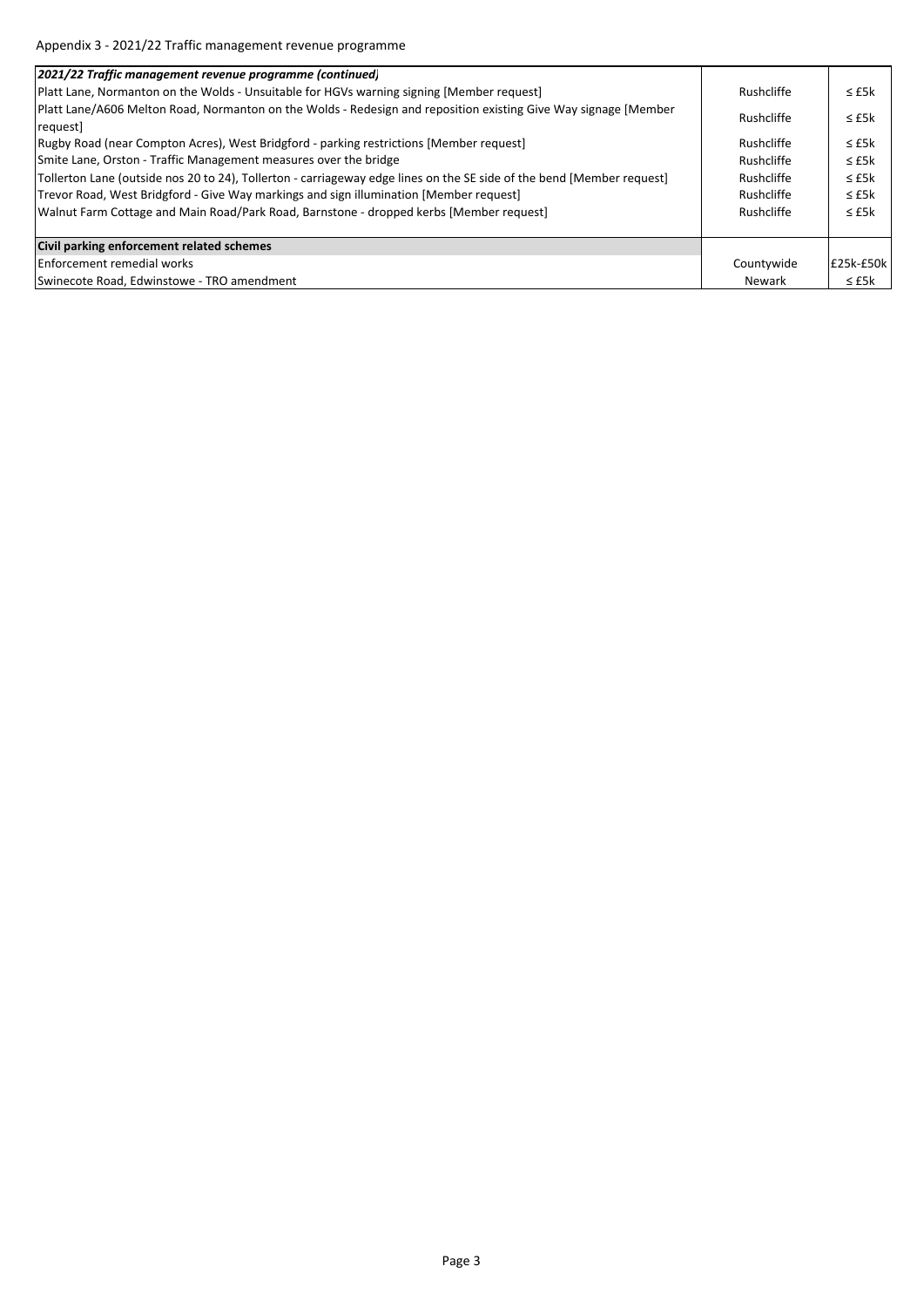Appendix 3 - 2021/22 Traffic management revenue programme

| ***2021/22 Traffic management revenue programme (continued)*** | | |
|---|---|---|
| Platt Lane, Normanton on the Wolds - Unsuitable for HGVs warning signing [Member request] | Rushcliffe | ≤ £5k |
| Platt Lane/A606 Melton Road, Normanton on the Wolds - Redesign and reposition existing Give Way signage [Member request] | Rushcliffe | ≤ £5k |
| Rugby Road (near Compton Acres), West Bridgford - parking restrictions [Member request] | Rushcliffe | ≤ £5k |
| Smite Lane, Orston - Traffic Management measures over the bridge | Rushcliffe | ≤ £5k |
| Tollerton Lane (outside nos 20 to 24), Tollerton - carriageway edge lines on the SE side of the bend [Member request] | Rushcliffe | ≤ £5k |
| Trevor Road, West Bridgford - Give Way markings and sign illumination [Member request] | Rushcliffe | ≤ £5k |
| Walnut Farm Cottage and Main Road/Park Road, Barnstone - dropped kerbs [Member request] | Rushcliffe | ≤ £5k |
| | | |
| **Civil parking enforcement related schemes** | | |
| Enforcement remedial works | Countywide | £25k-£50k |
| Swinecote Road, Edwinstowe - TRO amendment | Newark | ≤ £5k |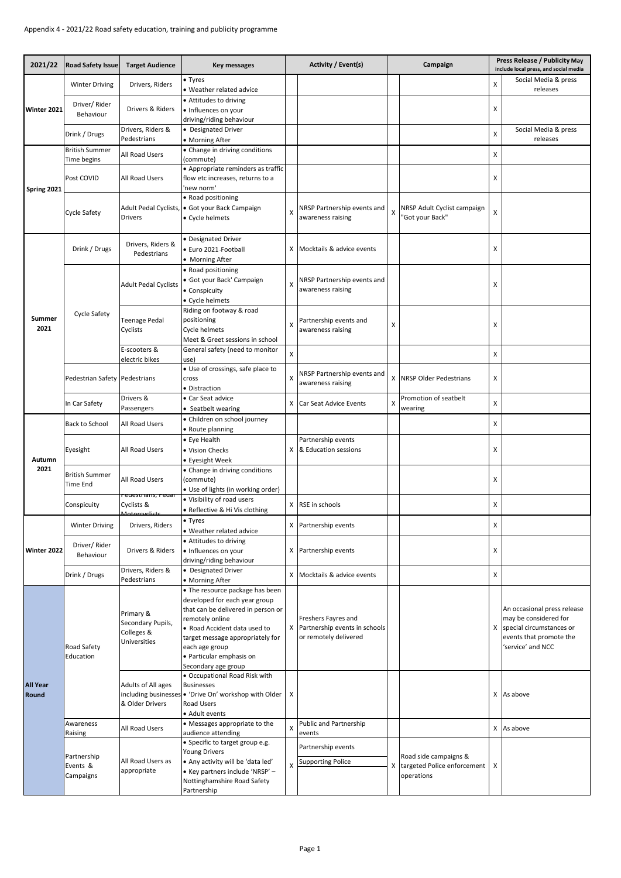Appendix 4 - 2021/22 Road safety education, training and publicity programme

| 2021/22 | Road Safety Issue | Target Audience | Key messages | Activity / Event(s) | | Campaign | | Press Release / Publicity May include local press, and social media | |
|---|---|---|---|---|---|---|---|---|---|
| Winter 2021 | Winter Driving | Drivers, Riders | • Tyres<br>• Weather related advice | | | | | X | Social Media & press releases |
| | Driver/ Rider Behaviour | Drivers & Riders | • Attitudes to driving<br>• Influences on your driving/riding behaviour | | | | | X | |
| | Drink / Drugs | Drivers, Riders & Pedestrians | • Designated Driver<br>• Morning After | | | | | X | Social Media & press releases |
| Spring 2021 | British Summer Time begins | All Road Users | • Change in driving conditions (commute) | | | | | X | |
| | Post COVID | All Road Users | • Appropriate reminders as traffic flow etc increases, returns to a 'new norm' | | | | | X | |
| | Cycle Safety | Adult Pedal Cyclists, Drivers | • Road positioning<br>• Got your Back Campaign<br>• Cycle helmets | X | NRSP Partnership events and awareness raising | X | NRSP Adult Cyclist campaign "Got your Back" | X | |
| Summer 2021 | Drink / Drugs | Drivers, Riders & Pedestrians | • Designated Driver<br>• Euro 2021 Football<br>• Morning After | X | Mocktails & advice events | | | X | |
| | Cycle Safety | Adult Pedal Cyclists | • Road positioning<br>• Got your Back' Campaign<br>• Conspicuity<br>• Cycle helmets | X | NRSP Partnership events and awareness raising | | | X | |
| | | Teenage Pedal Cyclists | Riding on footway & road positioning<br>Cycle helmets<br>Meet & Greet sessions in school | X | Partnership events and awareness raising | X | | X | |
| | | E-scooters & electric bikes | General safety (need to monitor use) | X | | | | X | |
| | Pedestrian Safety | Pedestrians | • Use of crossings, safe place to cross<br>• Distraction | X | NRSP Partnership events and awareness raising | X | NRSP Older Pedestrians | X | |
| | In Car Safety | Drivers & Passengers | • Car Seat advice<br>• Seatbelt wearing | X | Car Seat Advice Events | X | Promotion of seatbelt wearing | X | |
| Autumn 2021 | Back to School | All Road Users | • Children on school journey<br>• Route planning | | | | | X | |
| | Eyesight | All Road Users | • Eye Health<br>• Vision Checks<br>• Eyesight Week | X | Partnership events & Education sessions | | | X | |
| | British Summer Time End | All Road Users | • Change in driving conditions (commute)<br>• Use of lights (in working order) | | | | | X | |
| | Conspicuity | Pedestrians, Pedal Cyclists & Motorcyclists | • Visibility of road users<br>• Reflective & Hi Vis clothing | X | RSE in schools | | | X | |
| Winter 2022 | Winter Driving | Drivers, Riders | • Tyres<br>• Weather related advice | X | Partnership events | | | X | |
| | Driver/ Rider Behaviour | Drivers & Riders | • Attitudes to driving<br>• Influences on your driving/riding behaviour | X | Partnership events | | | X | |
| | Drink / Drugs | Drivers, Riders & Pedestrians | • Designated Driver<br>• Morning After | X | Mocktails & advice events | | | X | |
| All Year Round | Road Safety Education | Primary & Secondary Pupils, Colleges & Universities | • The resource package has been developed for each year group that can be delivered in person or remotely online<br>• Road Accident data used to target message appropriately for each age group<br>• Particular emphasis on Secondary age group | X | Freshers Fayres and Partnership events in schools or remotely delivered | | | X | An occasional press release may be considered for special circumstances or events that promote the 'service' and NCC |
| | | Adults of All ages including businesses & Older Drivers | • Occupational Road Risk with Businesses<br>• 'Drive On' workshop with Older Road Users<br>• Adult events | X | | | | X | As above |
| | Awareness Raising | All Road Users | • Messages appropriate to the audience attending | X | Public and Partnership events | | | X | As above |
| | Partnership Events & Campaigns | All Road Users as appropriate | • Specific to target group e.g. Young Drivers<br>• Any activity will be 'data led'<br>• Key partners include 'NRSP' – Nottinghamshire Road Safety Partnership | X | Partnership events<br>Supporting Police | X | Road side campaigns & targeted Police enforcement operations | X | |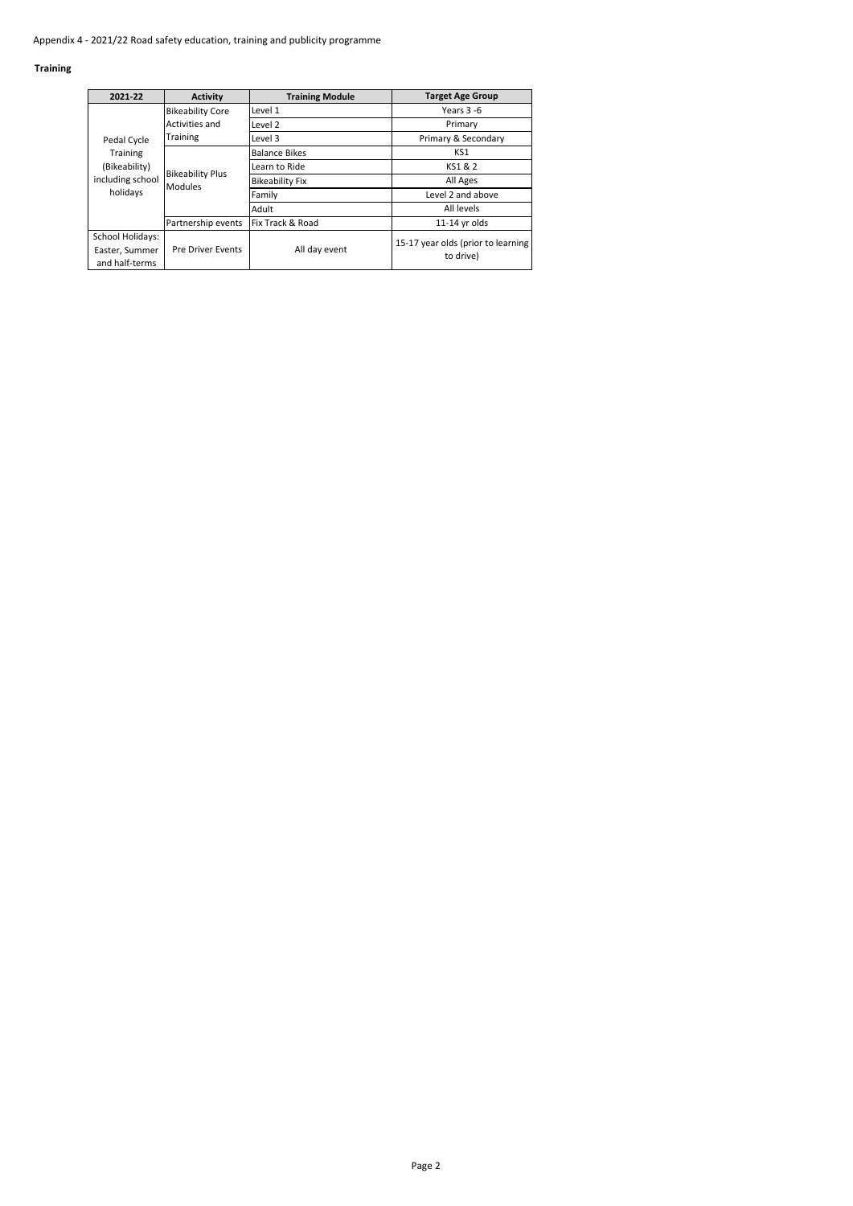Appendix 4 - 2021/22 Road safety education, training and publicity programme

**Training**

| 2021-22 | Activity | Training Module | Target Age Group |
|---|---|---|---|
| Pedal Cycle Training (Bikeability) including school holidays | Bikeability Core Activities and Training | Level 1 | Years 3 -6 |
| | | Level 2 | Primary |
| | | Level 3 | Primary & Secondary |
| | Bikeability Plus Modules | Balance Bikes | KS1 |
| | | Learn to Ride | KS1 & 2 |
| | | Bikeability Fix | All Ages |
| | | Family | Level 2 and above |
| | | Adult | All levels |
| | Partnership events | Fix Track & Road | 11-14 yr olds |
| School Holidays: Easter, Summer and half-terms | Pre Driver Events | All day event | 15-17 year olds (prior to learning to drive) |